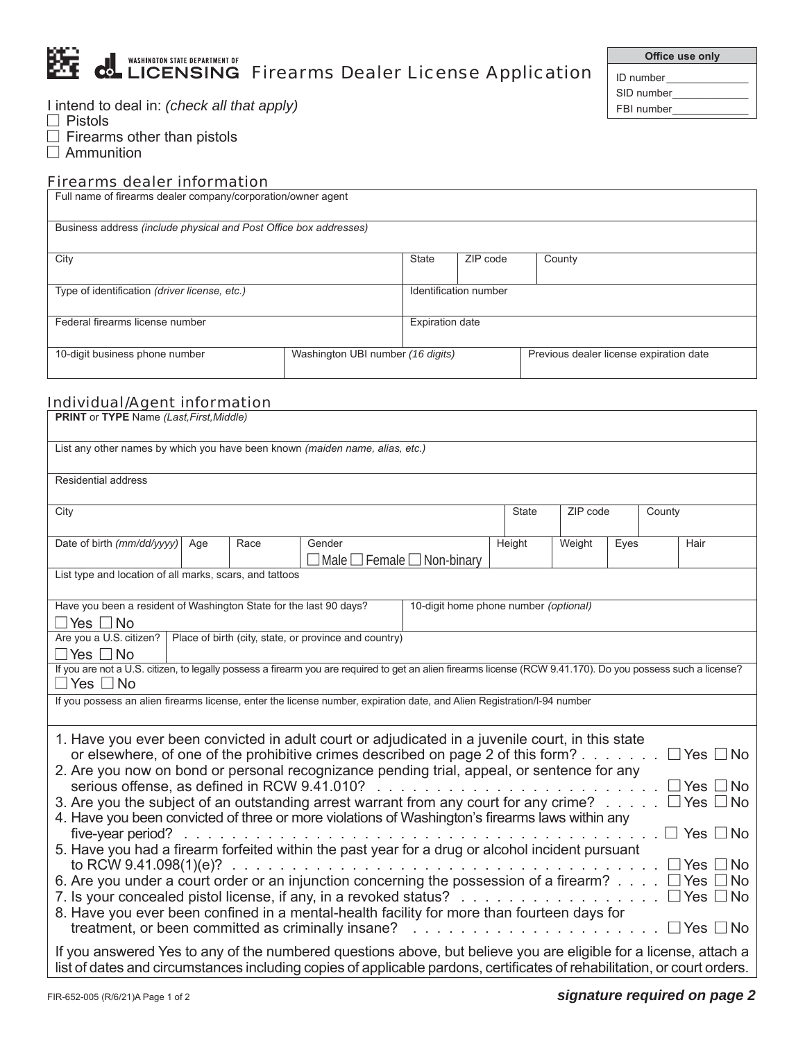# Washington State Department of Licensing — Firearms Dealer License Application

| Office use only |
|---|
| ID number______________ |
| SID number_____________ |
| FBI number_____________ |

I intend to deal in: *(check all that apply)*

☐ Pistols
☐ Firearms other than pistols
☐ Ammunition

## Firearms dealer information

| Full name of firearms dealer company/corporation/owner agent | | | |
|---|---|---|---|
| Business address *(include physical and Post Office box addresses)* | | | |
| City | State | ZIP code | County |
| Type of identification *(driver license, etc.)* | Identification number | | |
| Federal firearms license number | Expiration date | | |
| 10-digit business phone number | Washington UBI number *(16 digits)* | Previous dealer license expiration date | |

## Individual/Agent information

| **PRINT** or **TYPE** Name *(Last,First,Middle)* | | | | | | | | |
|---|---|---|---|---|---|---|---|---|
| List any other names by which you have been known *(maiden name, alias, etc.)* | | | | | | | | |
| Residential address | | | | | | | | |
| City | | | | State | ZIP code | County | | |
| Date of birth *(mm/dd/yyyy)* | Age | Race | Gender ☐ Male ☐ Female ☐ Non-binary | Height | Weight | Eyes | Hair | |
| List type and location of all marks, scars, and tattoos | | | | | | | | |
| Have you been a resident of Washington State for the last 90 days? ☐ Yes ☐ No | | | | 10-digit home phone number *(optional)* | | | | |
| Are you a U.S. citizen? ☐ Yes ☐ No | Place of birth (city, state, or province and country) | | | | | | | |
| If you are not a U.S. citizen, to legally possess a firearm you are required to get an alien firearms license (RCW 9.41.170). Do you possess such a license? ☐ Yes ☐ No | | | | | | | | |
| If you possess an alien firearms license, enter the license number, expiration date, and Alien Registration/I-94 number | | | | | | | | |

1. Have you ever been convicted in adult court or adjudicated in a juvenile court, in this state or elsewhere, of one of the prohibitive crimes described on page 2 of this form? ☐ Yes ☐ No
2. Are you now on bond or personal recognizance pending trial, appeal, or sentence for any serious offense, as defined in RCW 9.41.010? ☐ Yes ☐ No
3. Are you the subject of an outstanding arrest warrant from any court for any crime? ☐ Yes ☐ No
4. Have you been convicted of three or more violations of Washington's firearms laws within any five-year period? ☐ Yes ☐ No
5. Have you had a firearm forfeited within the past year for a drug or alcohol incident pursuant to RCW 9.41.098(1)(e)? ☐ Yes ☐ No
6. Are you under a court order or an injunction concerning the possession of a firearm? ☐ Yes ☐ No
7. Is your concealed pistol license, if any, in a revoked status? ☐ Yes ☐ No
8. Have you ever been confined in a mental-health facility for more than fourteen days for treatment, or been committed as criminally insane? ☐ Yes ☐ No

If you answered Yes to any of the numbered questions above, but believe you are eligible for a license, attach a list of dates and circumstances including copies of applicable pardons, certificates of rehabilitation, or court orders.

FIR-652-005 (R/6/21)A

***signature required on page 2***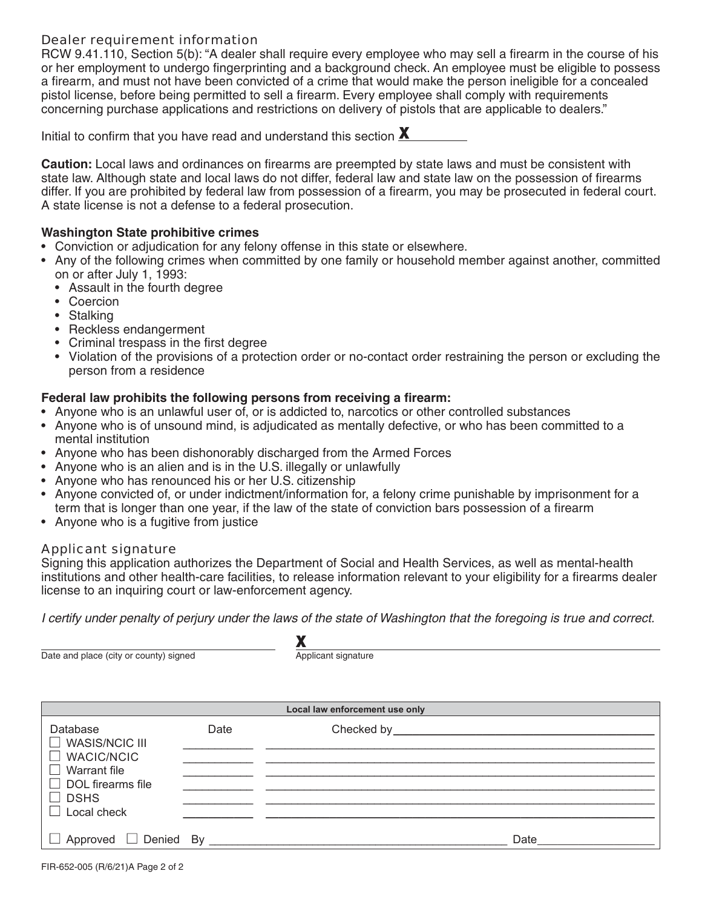## Dealer requirement information

RCW 9.41.110, Section 5(b): "A dealer shall require every employee who may sell a firearm in the course of his or her employment to undergo fingerprinting and a background check. An employee must be eligible to possess a firearm, and must not have been convicted of a crime that would make the person ineligible for a concealed pistol license, before being permitted to sell a firearm. Every employee shall comply with requirements concerning purchase applications and restrictions on delivery of pistols that are applicable to dealers."

Initial to confirm that you have read and understand this section **X**__________

**Caution:** Local laws and ordinances on firearms are preempted by state laws and must be consistent with state law. Although state and local laws do not differ, federal law and state law on the possession of firearms differ. If you are prohibited by federal law from possession of a firearm, you may be prosecuted in federal court. A state license is not a defense to a federal prosecution.

**Washington State prohibitive crimes**

- Conviction or adjudication for any felony offense in this state or elsewhere.
- Any of the following crimes when committed by one family or household member against another, committed on or after July 1, 1993:
  - Assault in the fourth degree
  - Coercion
  - Stalking
  - Reckless endangerment
  - Criminal trespass in the first degree
  - Violation of the provisions of a protection order or no-contact order restraining the person or excluding the person from a residence

**Federal law prohibits the following persons from receiving a firearm:**

- Anyone who is an unlawful user of, or is addicted to, narcotics or other controlled substances
- Anyone who is of unsound mind, is adjudicated as mentally defective, or who has been committed to a mental institution
- Anyone who has been dishonorably discharged from the Armed Forces
- Anyone who is an alien and is in the U.S. illegally or unlawfully
- Anyone who has renounced his or her U.S. citizenship
- Anyone convicted of, or under indictment/information for, a felony crime punishable by imprisonment for a term that is longer than one year, if the law of the state of conviction bars possession of a firearm
- Anyone who is a fugitive from justice

## Applicant signature

Signing this application authorizes the Department of Social and Health Services, as well as mental-health institutions and other health-care facilities, to release information relevant to your eligibility for a firearms dealer license to an inquiring court or law-enforcement agency.

*I certify under penalty of perjury under the laws of the state of Washington that the foregoing is true and correct.*

______________________________ **X**______________________________

Date and place (city or county) signed &nbsp;&nbsp;&nbsp;&nbsp; Applicant signature

| Local law enforcement use only | | |
|---|---|---|
| Database | Date | Checked by |
| ☐ WASIS/NCIC III | | |
| ☐ WACIC/NCIC | | |
| ☐ Warrant file | | |
| ☐ DOL firearms file | | |
| ☐ DSHS | | |
| ☐ Local check | | |
| ☐ Approved ☐ Denied By | | Date |

FIR-652-005 (R/6/21)A